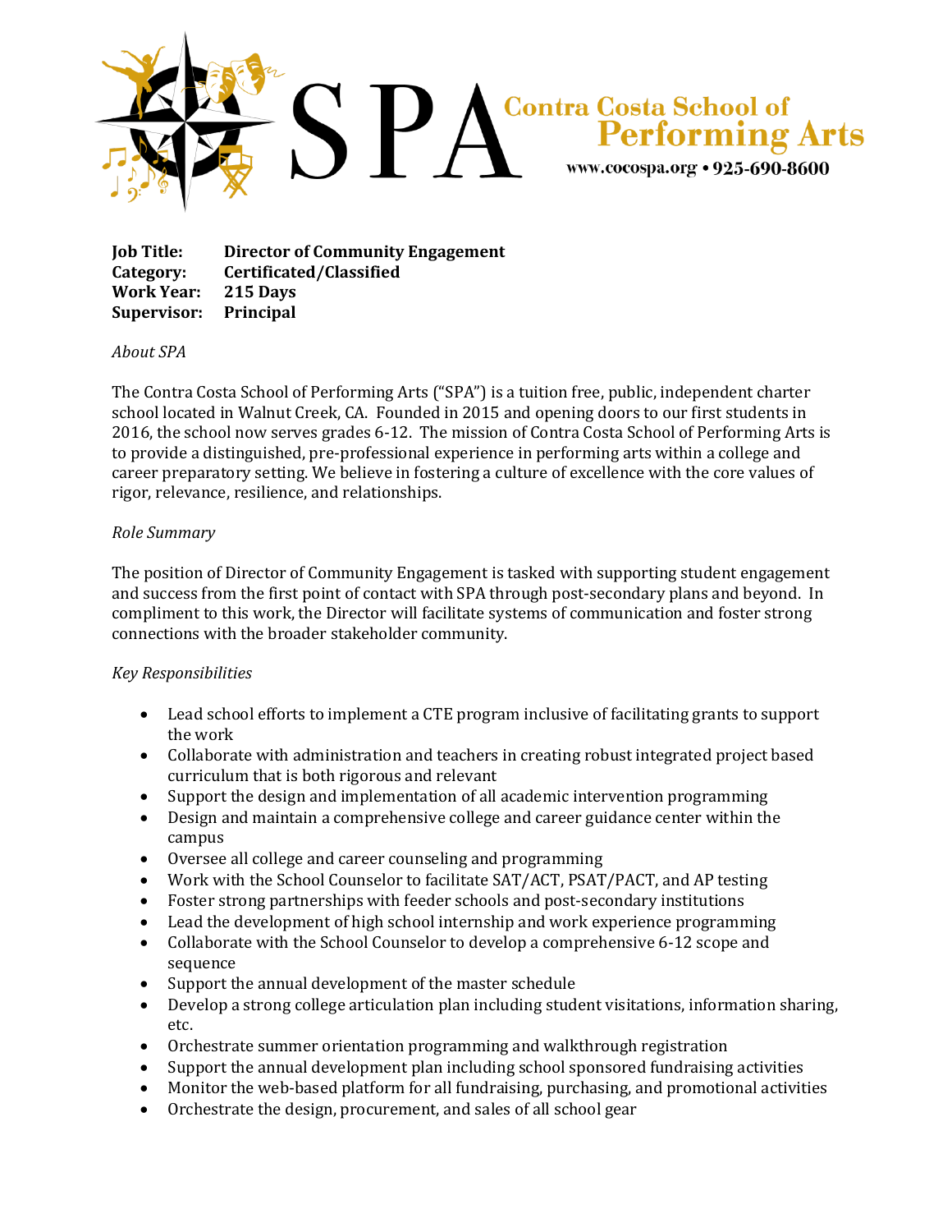SPA Contra Costa School of Performing Arts

www.cocospa.org • 925-690-8600

**Job Title:** **Director of Community Engagement**
**Category:** **Certificated/Classified**
**Work Year:** **215 Days**
**Supervisor:** **Principal**

*About SPA*

The Contra Costa School of Performing Arts ("SPA") is a tuition free, public, independent charter school located in Walnut Creek, CA. Founded in 2015 and opening doors to our first students in 2016, the school now serves grades 6-12. The mission of Contra Costa School of Performing Arts is to provide a distinguished, pre-professional experience in performing arts within a college and career preparatory setting. We believe in fostering a culture of excellence with the core values of rigor, relevance, resilience, and relationships.

*Role Summary*

The position of Director of Community Engagement is tasked with supporting student engagement and success from the first point of contact with SPA through post-secondary plans and beyond. In compliment to this work, the Director will facilitate systems of communication and foster strong connections with the broader stakeholder community.

*Key Responsibilities*

- Lead school efforts to implement a CTE program inclusive of facilitating grants to support the work
- Collaborate with administration and teachers in creating robust integrated project based curriculum that is both rigorous and relevant
- Support the design and implementation of all academic intervention programming
- Design and maintain a comprehensive college and career guidance center within the campus
- Oversee all college and career counseling and programming
- Work with the School Counselor to facilitate SAT/ACT, PSAT/PACT, and AP testing
- Foster strong partnerships with feeder schools and post-secondary institutions
- Lead the development of high school internship and work experience programming
- Collaborate with the School Counselor to develop a comprehensive 6-12 scope and sequence
- Support the annual development of the master schedule
- Develop a strong college articulation plan including student visitations, information sharing, etc.
- Orchestrate summer orientation programming and walkthrough registration
- Support the annual development plan including school sponsored fundraising activities
- Monitor the web-based platform for all fundraising, purchasing, and promotional activities
- Orchestrate the design, procurement, and sales of all school gear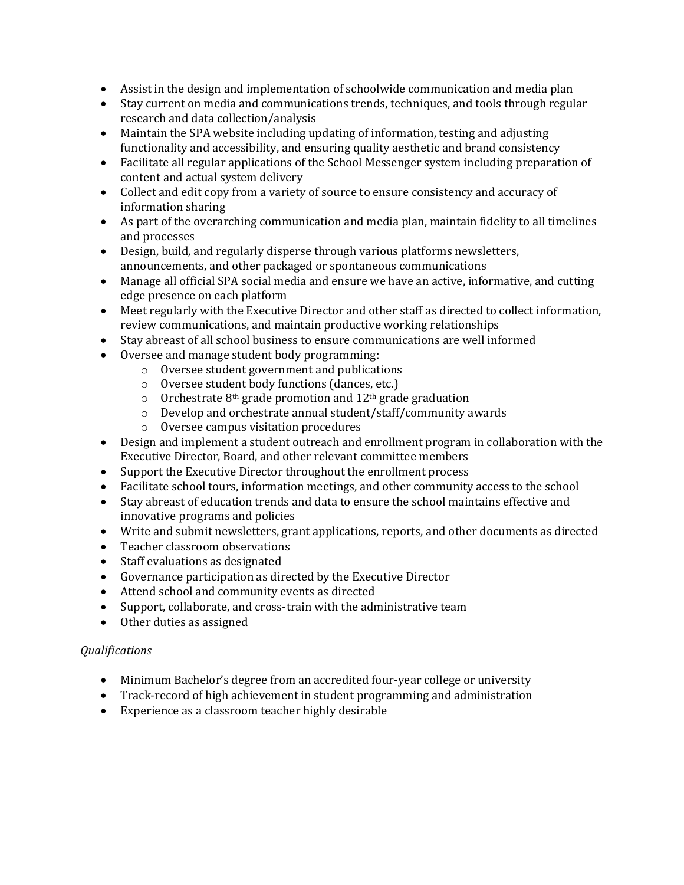- Assist in the design and implementation of schoolwide communication and media plan
- Stay current on media and communications trends, techniques, and tools through regular research and data collection/analysis
- Maintain the SPA website including updating of information, testing and adjusting functionality and accessibility, and ensuring quality aesthetic and brand consistency
- Facilitate all regular applications of the School Messenger system including preparation of content and actual system delivery
- Collect and edit copy from a variety of source to ensure consistency and accuracy of information sharing
- As part of the overarching communication and media plan, maintain fidelity to all timelines and processes
- Design, build, and regularly disperse through various platforms newsletters, announcements, and other packaged or spontaneous communications
- Manage all official SPA social media and ensure we have an active, informative, and cutting edge presence on each platform
- Meet regularly with the Executive Director and other staff as directed to collect information, review communications, and maintain productive working relationships
- Stay abreast of all school business to ensure communications are well informed
- Oversee and manage student body programming:
  - Oversee student government and publications
  - Oversee student body functions (dances, etc.)
  - Orchestrate 8th grade promotion and 12th grade graduation
  - Develop and orchestrate annual student/staff/community awards
  - Oversee campus visitation procedures
- Design and implement a student outreach and enrollment program in collaboration with the Executive Director, Board, and other relevant committee members
- Support the Executive Director throughout the enrollment process
- Facilitate school tours, information meetings, and other community access to the school
- Stay abreast of education trends and data to ensure the school maintains effective and innovative programs and policies
- Write and submit newsletters, grant applications, reports, and other documents as directed
- Teacher classroom observations
- Staff evaluations as designated
- Governance participation as directed by the Executive Director
- Attend school and community events as directed
- Support, collaborate, and cross-train with the administrative team
- Other duties as assigned

*Qualifications*

- Minimum Bachelor's degree from an accredited four-year college or university
- Track-record of high achievement in student programming and administration
- Experience as a classroom teacher highly desirable